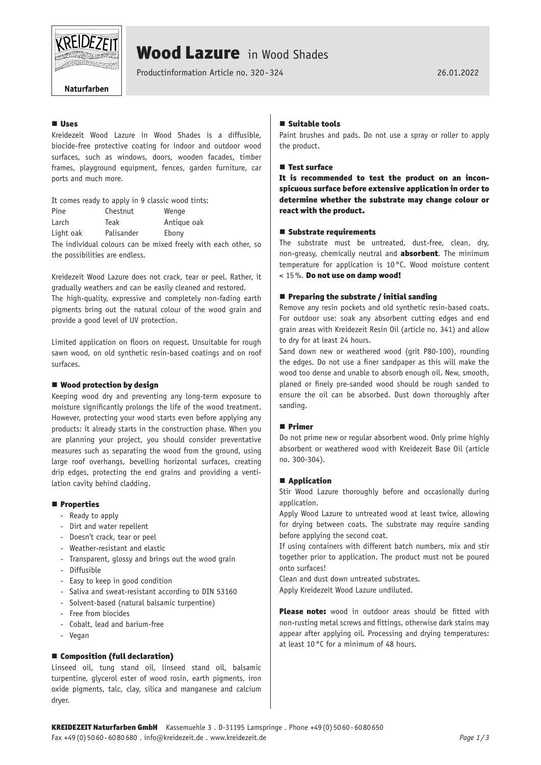# Wood Lazure in Wood Shades

Productinformation Article no. 320 - 324

26.01.2022

## Uses

Kreidezeit Wood Lazure in Wood Shades is a diffusible, biocide-free protective coating for indoor and outdoor wood surfaces, such as windows, doors, wooden facades, timber frames, playground equipment, fences, garden furniture, car ports and much more.

It comes ready to apply in 9 classic wood tints:

| | | |
|---|---|---|
| Pine | Chestnut | Wenge |
| Larch | Teak | Antique oak |
| Light oak | Palisander | Ebony |

The individual colours can be mixed freely with each other, so the possibilities are endless.

Kreidezeit Wood Lazure does not crack, tear or peel. Rather, it gradually weathers and can be easily cleaned and restored.
The high-quality, expressive and completely non-fading earth pigments bring out the natural colour of the wood grain and provide a good level of UV protection.

Limited application on floors on request. Unsuitable for rough sawn wood, on old synthetic resin-based coatings and on roof surfaces.

## Wood protection by design

Keeping wood dry and preventing any long-term exposure to moisture significantly prolongs the life of the wood treatment. However, protecting your wood starts even before applying any products: it already starts in the construction phase. When you are planning your project, you should consider preventative measures such as separating the wood from the ground, using large roof overhangs, bevelling horizontal surfaces, creating drip edges, protecting the end grains and providing a ventilation cavity behind cladding.

## Properties

- Ready to apply
- Dirt and water repellent
- Doesn't crack, tear or peel
- Weather-resistant and elastic
- Transparent, glossy and brings out the wood grain
- Diffusible
- Easy to keep in good condition
- Saliva and sweat-resistant according to DIN 53160
- Solvent-based (natural balsamic turpentine)
- Free from biocides
- Cobalt, lead and barium-free
- Vegan

## Composition (full declaration)

Linseed oil, tung stand oil, linseed stand oil, balsamic turpentine, glycerol ester of wood rosin, earth pigments, iron oxide pigments, talc, clay, silica and manganese and calcium dryer.

## Suitable tools

Paint brushes and pads. Do not use a spray or roller to apply the product.

## Test surface

**It is recommended to test the product on an inconspicuous surface before extensive application in order to determine whether the substrate may change colour or react with the product.**

## Substrate requirements

The substrate must be untreated, dust-free, clean, dry, non-greasy, chemically neutral and **absorbent**. The minimum temperature for application is 10 °C. Wood moisture content < 15 %. **Do not use on damp wood!**

## Preparing the substrate / initial sanding

Remove any resin pockets and old synthetic resin-based coats. For outdoor use: soak any absorbent cutting edges and end grain areas with Kreidezeit Resin Oil (article no. 341) and allow to dry for at least 24 hours.
Sand down new or weathered wood (grit P80-100), rounding the edges. Do not use a finer sandpaper as this will make the wood too dense and unable to absorb enough oil. New, smooth, planed or finely pre-sanded wood should be rough sanded to ensure the oil can be absorbed. Dust down thoroughly after sanding.

## Primer

Do not prime new or regular absorbent wood. Only prime highly absorbent or weathered wood with Kreidezeit Base Oil (article no. 300-304).

## Application

Stir Wood Lazure thoroughly before and occasionally during application.
Apply Wood Lazure to untreated wood at least twice, allowing for drying between coats. The substrate may require sanding before applying the second coat.
If using containers with different batch numbers, mix and stir together prior to application. The product must not be poured onto surfaces!
Clean and dust down untreated substrates.
Apply Kreidezeit Wood Lazure undiluted.

**Please note:** wood in outdoor areas should be fitted with non-rusting metal screws and fittings, otherwise dark stains may appear after applying oil. Processing and drying temperatures: at least 10 °C for a minimum of 48 hours.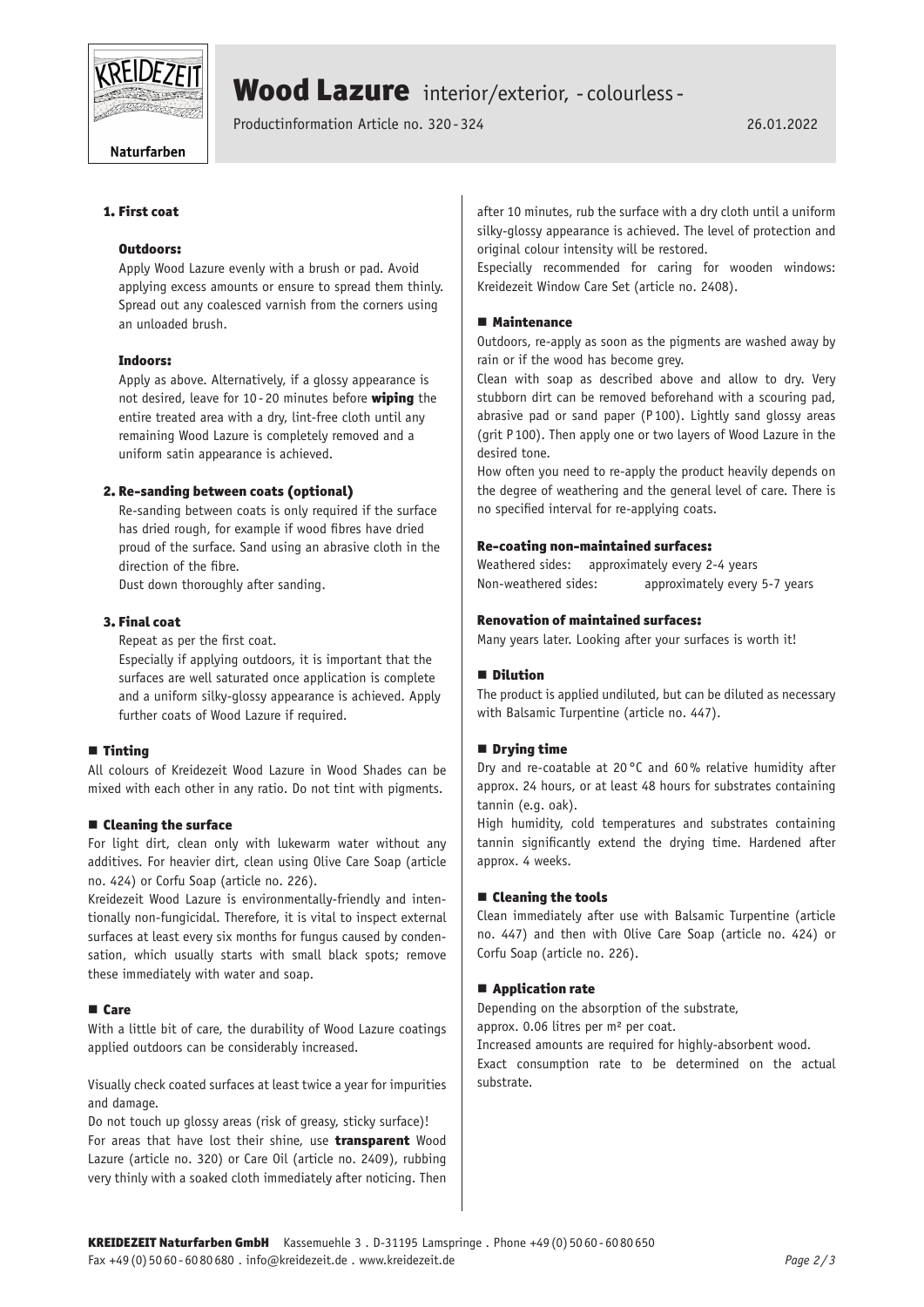### 1. First coat

#### Outdoors:

Apply Wood Lazure evenly with a brush or pad. Avoid applying excess amounts or ensure to spread them thinly. Spread out any coalesced varnish from the corners using an unloaded brush.

#### Indoors:

Apply as above. Alternatively, if a glossy appearance is not desired, leave for 10 - 20 minutes before **wiping** the entire treated area with a dry, lint-free cloth until any remaining Wood Lazure is completely removed and a uniform satin appearance is achieved.

### 2. Re-sanding between coats (optional)

Re-sanding between coats is only required if the surface has dried rough, for example if wood fibres have dried proud of the surface. Sand using an abrasive cloth in the direction of the fibre.

Dust down thoroughly after sanding.

### 3. Final coat

Repeat as per the first coat.

Especially if applying outdoors, it is important that the surfaces are well saturated once application is complete and a uniform silky-glossy appearance is achieved. Apply further coats of Wood Lazure if required.

## ■ Tinting

All colours of Kreidezeit Wood Lazure in Wood Shades can be mixed with each other in any ratio. Do not tint with pigments.

## ■ Cleaning the surface

For light dirt, clean only with lukewarm water without any additives. For heavier dirt, clean using Olive Care Soap (article no. 424) or Corfu Soap (article no. 226).

Kreidezeit Wood Lazure is environmentally-friendly and intentionally non-fungicidal. Therefore, it is vital to inspect external surfaces at least every six months for fungus caused by condensation, which usually starts with small black spots; remove these immediately with water and soap.

## ■ Care

With a little bit of care, the durability of Wood Lazure coatings applied outdoors can be considerably increased.

Visually check coated surfaces at least twice a year for impurities and damage.

Do not touch up glossy areas (risk of greasy, sticky surface)! For areas that have lost their shine, use **transparent** Wood Lazure (article no. 320) or Care Oil (article no. 2409), rubbing very thinly with a soaked cloth immediately after noticing. Then after 10 minutes, rub the surface with a dry cloth until a uniform silky-glossy appearance is achieved. The level of protection and original colour intensity will be restored.

Especially recommended for caring for wooden windows: Kreidezeit Window Care Set (article no. 2408).

## ■ Maintenance

Outdoors, re-apply as soon as the pigments are washed away by rain or if the wood has become grey.

Clean with soap as described above and allow to dry. Very stubborn dirt can be removed beforehand with a scouring pad, abrasive pad or sand paper (P 100). Lightly sand glossy areas (grit P 100). Then apply one or two layers of Wood Lazure in the desired tone.

How often you need to re-apply the product heavily depends on the degree of weathering and the general level of care. There is no specified interval for re-applying coats.

#### Re-coating non-maintained surfaces:

Weathered sides: approximately every 2-4 years
Non-weathered sides: approximately every 5-7 years

#### Renovation of maintained surfaces:

Many years later. Looking after your surfaces is worth it!

## ■ Dilution

The product is applied undiluted, but can be diluted as necessary with Balsamic Turpentine (article no. 447).

## ■ Drying time

Dry and re-coatable at 20 °C and 60 % relative humidity after approx. 24 hours, or at least 48 hours for substrates containing tannin (e.g. oak).

High humidity, cold temperatures and substrates containing tannin significantly extend the drying time. Hardened after approx. 4 weeks.

## ■ Cleaning the tools

Clean immediately after use with Balsamic Turpentine (article no. 447) and then with Olive Care Soap (article no. 424) or Corfu Soap (article no. 226).

## ■ Application rate

Depending on the absorption of the substrate, approx. 0.06 litres per m² per coat.

Increased amounts are required for highly-absorbent wood.

Exact consumption rate to be determined on the actual substrate.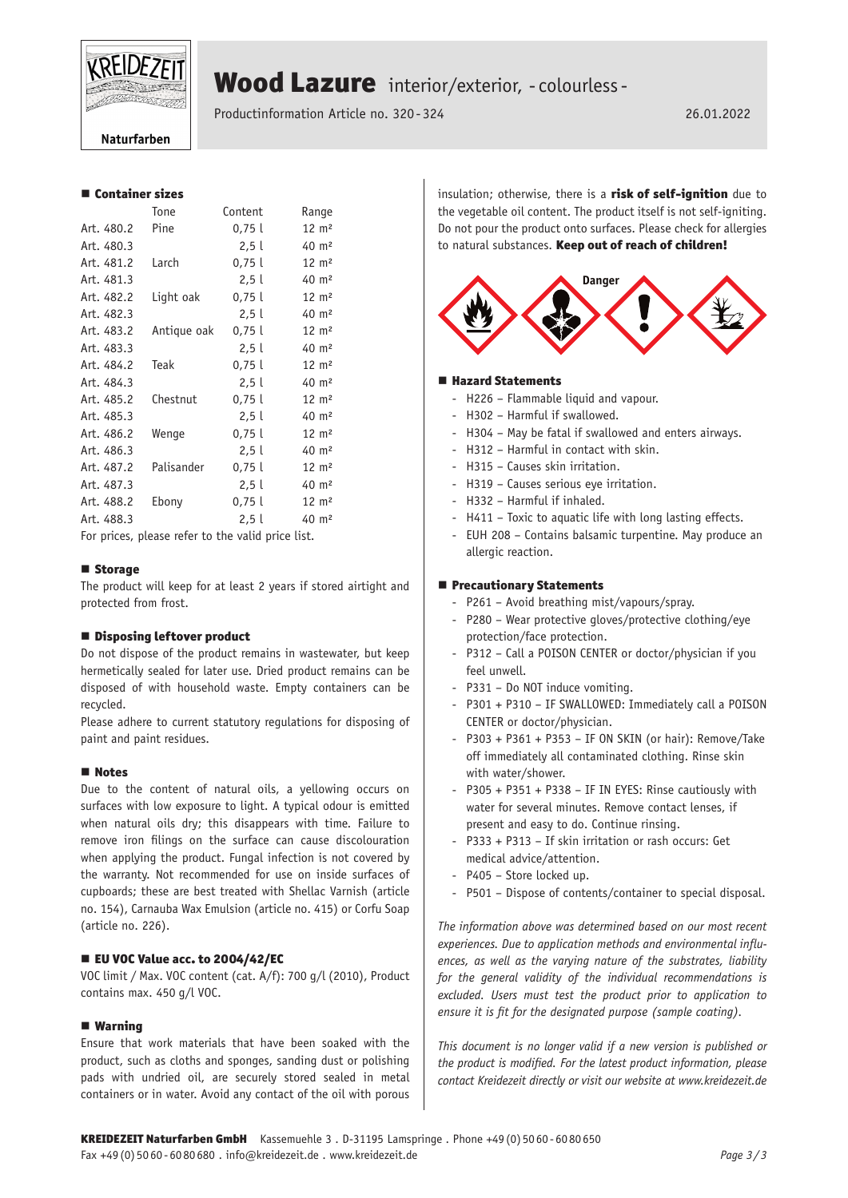# Wood Lazure interior/exterior, - colourless -

Productinformation Article no. 320 - 324

26.01.2022

## Container sizes

| | Tone | Content | Range |
|---|---|---|---|
| Art. 480.2 | Pine | 0,75 l | 12 m² |
| Art. 480.3 | | 2,5 l | 40 m² |
| Art. 481.2 | Larch | 0,75 l | 12 m² |
| Art. 481.3 | | 2,5 l | 40 m² |
| Art. 482.2 | Light oak | 0,75 l | 12 m² |
| Art. 482.3 | | 2,5 l | 40 m² |
| Art. 483.2 | Antique oak | 0,75 l | 12 m² |
| Art. 483.3 | | 2,5 l | 40 m² |
| Art. 484.2 | Teak | 0,75 l | 12 m² |
| Art. 484.3 | | 2,5 l | 40 m² |
| Art. 485.2 | Chestnut | 0,75 l | 12 m² |
| Art. 485.3 | | 2,5 l | 40 m² |
| Art. 486.2 | Wenge | 0,75 l | 12 m² |
| Art. 486.3 | | 2,5 l | 40 m² |
| Art. 487.2 | Palisander | 0,75 l | 12 m² |
| Art. 487.3 | | 2,5 l | 40 m² |
| Art. 488.2 | Ebony | 0,75 l | 12 m² |
| Art. 488.3 | | 2,5 l | 40 m² |

For prices, please refer to the valid price list.

## Storage

The product will keep for at least 2 years if stored airtight and protected from frost.

## Disposing leftover product

Do not dispose of the product remains in wastewater, but keep hermetically sealed for later use. Dried product remains can be disposed of with household waste. Empty containers can be recycled.

Please adhere to current statutory regulations for disposing of paint and paint residues.

## Notes

Due to the content of natural oils, a yellowing occurs on surfaces with low exposure to light. A typical odour is emitted when natural oils dry; this disappears with time. Failure to remove iron filings on the surface can cause discolouration when applying the product. Fungal infection is not covered by the warranty. Not recommended for use on inside surfaces of cupboards; these are best treated with Shellac Varnish (article no. 154), Carnauba Wax Emulsion (article no. 415) or Corfu Soap (article no. 226).

## EU VOC Value acc. to 2004/42/EC

VOC limit / Max. VOC content (cat. A/f): 700 g/l (2010), Product contains max. 450 g/l VOC.

## Warning

Ensure that work materials that have been soaked with the product, such as cloths and sponges, sanding dust or polishing pads with undried oil, are securely stored sealed in metal containers or in water. Avoid any contact of the oil with porous insulation; otherwise, there is a **risk of self-ignition** due to the vegetable oil content. The product itself is not self-igniting. Do not pour the product onto surfaces. Please check for allergies to natural substances. **Keep out of reach of children!**

Danger

## Hazard Statements

- H226 – Flammable liquid and vapour.
- H302 – Harmful if swallowed.
- H304 – May be fatal if swallowed and enters airways.
- H312 – Harmful in contact with skin.
- H315 – Causes skin irritation.
- H319 – Causes serious eye irritation.
- H332 – Harmful if inhaled.
- H411 – Toxic to aquatic life with long lasting effects.
- EUH 208 – Contains balsamic turpentine. May produce an allergic reaction.

## Precautionary Statements

- P261 – Avoid breathing mist/vapours/spray.
- P280 – Wear protective gloves/protective clothing/eye protection/face protection.
- P312 – Call a POISON CENTER or doctor/physician if you feel unwell.
- P331 – Do NOT induce vomiting.
- P301 + P310 – IF SWALLOWED: Immediately call a POISON CENTER or doctor/physician.
- P303 + P361 + P353 – IF ON SKIN (or hair): Remove/Take off immediately all contaminated clothing. Rinse skin with water/shower.
- P305 + P351 + P338 – IF IN EYES: Rinse cautiously with water for several minutes. Remove contact lenses, if present and easy to do. Continue rinsing.
- P333 + P313 – If skin irritation or rash occurs: Get medical advice/attention.
- P405 – Store locked up.
- P501 – Dispose of contents/container to special disposal.

*The information above was determined based on our most recent experiences. Due to application methods and environmental influences, as well as the varying nature of the substrates, liability for the general validity of the individual recommendations is excluded. Users must test the product prior to application to ensure it is fit for the designated purpose (sample coating).*

*This document is no longer valid if a new version is published or the product is modified. For the latest product information, please contact Kreidezeit directly or visit our website at www.kreidezeit.de*

**KREIDEZEIT Naturfarben GmbH** Kassemuehle 3 . D-31195 Lamspringe . Phone +49 (0) 50 60 - 60 80 650
Fax +49 (0) 50 60 - 60 80 680 . info@kreidezeit.de . www.kreidezeit.de